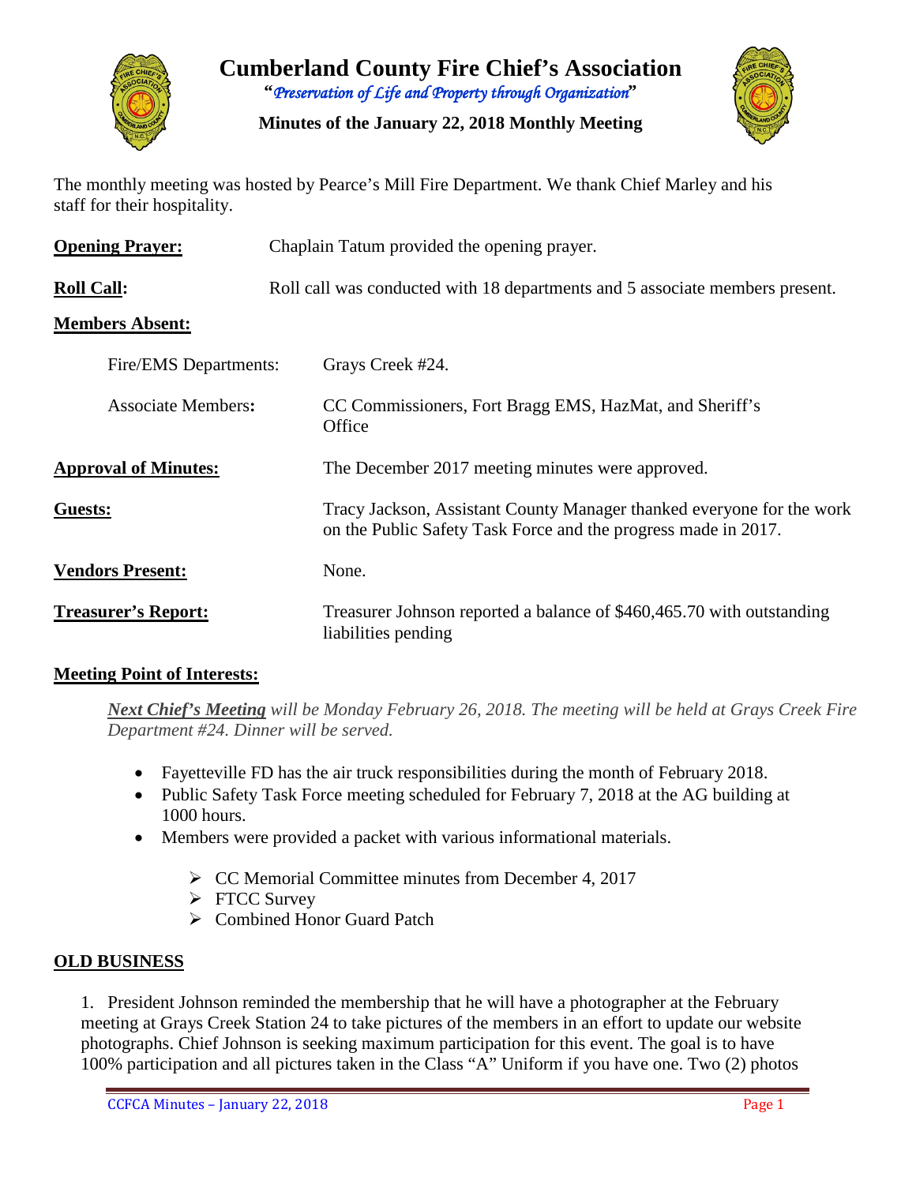# Cumberland County Fire Chief's Association

***"Preservation of Life and Property through Organization"***

**Minutes of the January 22, 2018 Monthly Meeting**

The monthly meeting was hosted by Pearce's Mill Fire Department. We thank Chief Marley and his staff for their hospitality.

**Opening Prayer:** Chaplain Tatum provided the opening prayer.

**Roll Call:** Roll call was conducted with 18 departments and 5 associate members present.

**Members Absent:**

Fire/EMS Departments: Grays Creek #24.

Associate Members: CC Commissioners, Fort Bragg EMS, HazMat, and Sheriff's Office

**Approval of Minutes:** The December 2017 meeting minutes were approved.

**Guests:** Tracy Jackson, Assistant County Manager thanked everyone for the work on the Public Safety Task Force and the progress made in 2017.

**Vendors Present:** None.

**Treasurer's Report:** Treasurer Johnson reported a balance of $460,465.70 with outstanding liabilities pending

## Meeting Point of Interests:

***Next Chief's Meeting*** *will be Monday February 26, 2018. The meeting will be held at Grays Creek Fire Department #24. Dinner will be served.*

- Fayetteville FD has the air truck responsibilities during the month of February 2018.
- Public Safety Task Force meeting scheduled for February 7, 2018 at the AG building at 1000 hours.
- Members were provided a packet with various informational materials.
  - CC Memorial Committee minutes from December 4, 2017
  - FTCC Survey
  - Combined Honor Guard Patch

## OLD BUSINESS

1. President Johnson reminded the membership that he will have a photographer at the February meeting at Grays Creek Station 24 to take pictures of the members in an effort to update our website photographs. Chief Johnson is seeking maximum participation for this event. The goal is to have 100% participation and all pictures taken in the Class "A" Uniform if you have one. Two (2) photos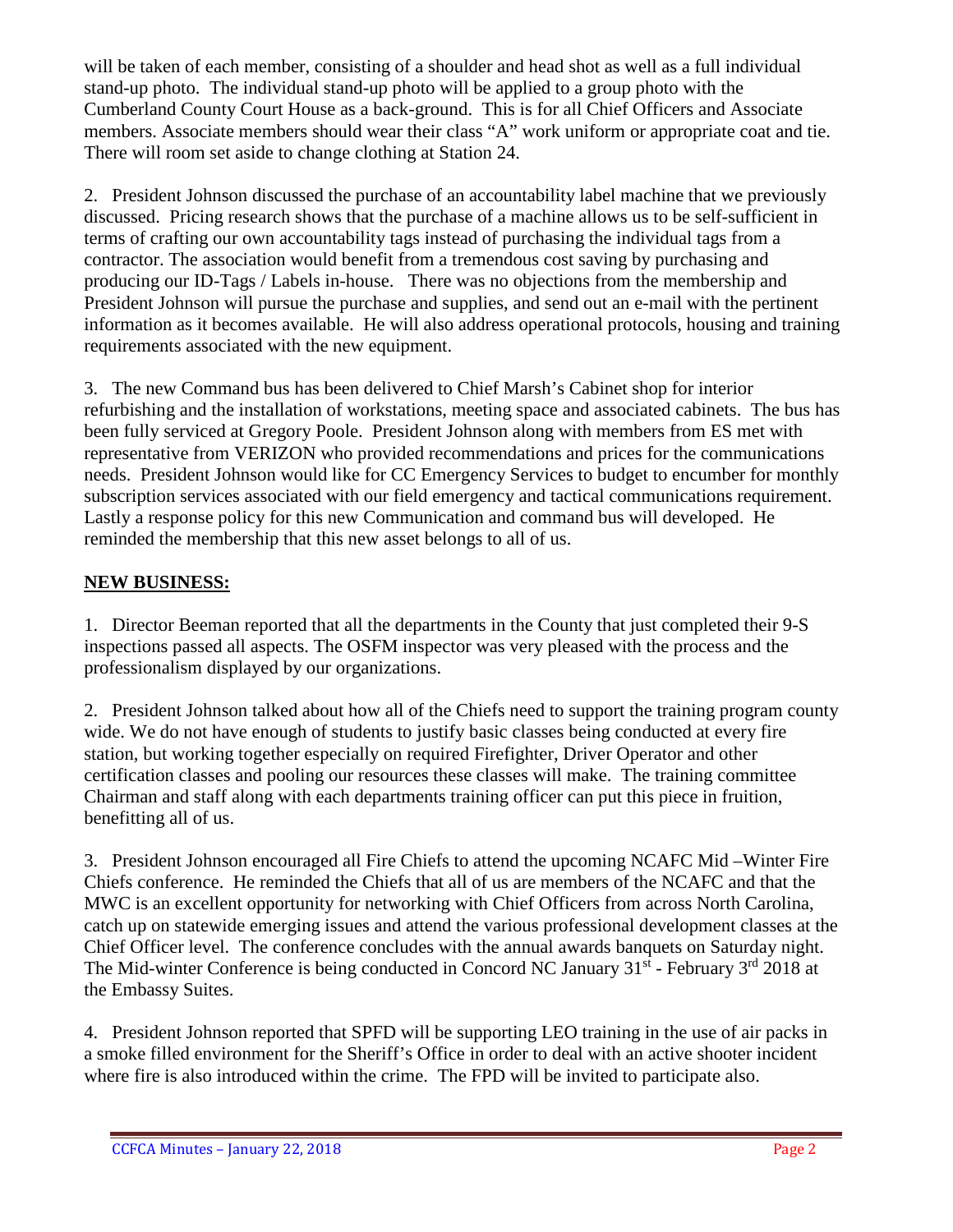will be taken of each member, consisting of a shoulder and head shot as well as a full individual stand-up photo. The individual stand-up photo will be applied to a group photo with the Cumberland County Court House as a back-ground. This is for all Chief Officers and Associate members. Associate members should wear their class "A" work uniform or appropriate coat and tie. There will room set aside to change clothing at Station 24.

2. President Johnson discussed the purchase of an accountability label machine that we previously discussed. Pricing research shows that the purchase of a machine allows us to be self-sufficient in terms of crafting our own accountability tags instead of purchasing the individual tags from a contractor. The association would benefit from a tremendous cost saving by purchasing and producing our ID-Tags / Labels in-house. There was no objections from the membership and President Johnson will pursue the purchase and supplies, and send out an e-mail with the pertinent information as it becomes available. He will also address operational protocols, housing and training requirements associated with the new equipment.

3. The new Command bus has been delivered to Chief Marsh's Cabinet shop for interior refurbishing and the installation of workstations, meeting space and associated cabinets. The bus has been fully serviced at Gregory Poole. President Johnson along with members from ES met with representative from VERIZON who provided recommendations and prices for the communications needs. President Johnson would like for CC Emergency Services to budget to encumber for monthly subscription services associated with our field emergency and tactical communications requirement. Lastly a response policy for this new Communication and command bus will developed. He reminded the membership that this new asset belongs to all of us.

## NEW BUSINESS:

1. Director Beeman reported that all the departments in the County that just completed their 9-S inspections passed all aspects. The OSFM inspector was very pleased with the process and the professionalism displayed by our organizations.

2. President Johnson talked about how all of the Chiefs need to support the training program county wide. We do not have enough of students to justify basic classes being conducted at every fire station, but working together especially on required Firefighter, Driver Operator and other certification classes and pooling our resources these classes will make. The training committee Chairman and staff along with each departments training officer can put this piece in fruition, benefitting all of us.

3. President Johnson encouraged all Fire Chiefs to attend the upcoming NCAFC Mid –Winter Fire Chiefs conference. He reminded the Chiefs that all of us are members of the NCAFC and that the MWC is an excellent opportunity for networking with Chief Officers from across North Carolina, catch up on statewide emerging issues and attend the various professional development classes at the Chief Officer level. The conference concludes with the annual awards banquets on Saturday night. The Mid-winter Conference is being conducted in Concord NC January 31st - February 3rd 2018 at the Embassy Suites.

4. President Johnson reported that SPFD will be supporting LEO training in the use of air packs in a smoke filled environment for the Sheriff's Office in order to deal with an active shooter incident where fire is also introduced within the crime. The FPD will be invited to participate also.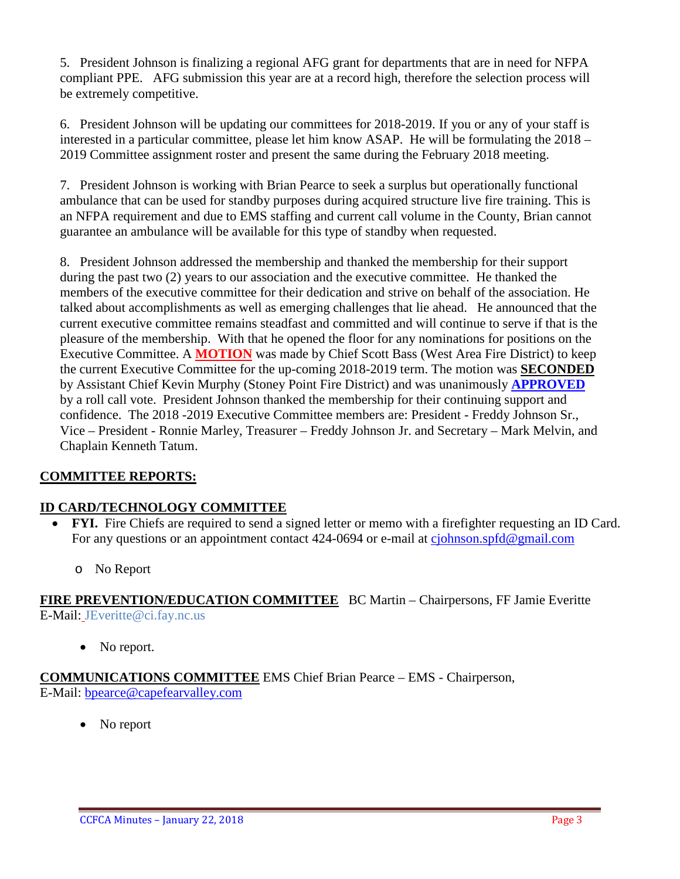5. President Johnson is finalizing a regional AFG grant for departments that are in need for NFPA compliant PPE. AFG submission this year are at a record high, therefore the selection process will be extremely competitive.

6. President Johnson will be updating our committees for 2018-2019. If you or any of your staff is interested in a particular committee, please let him know ASAP. He will be formulating the 2018 – 2019 Committee assignment roster and present the same during the February 2018 meeting.

7. President Johnson is working with Brian Pearce to seek a surplus but operationally functional ambulance that can be used for standby purposes during acquired structure live fire training. This is an NFPA requirement and due to EMS staffing and current call volume in the County, Brian cannot guarantee an ambulance will be available for this type of standby when requested.

8. President Johnson addressed the membership and thanked the membership for their support during the past two (2) years to our association and the executive committee. He thanked the members of the executive committee for their dedication and strive on behalf of the association. He talked about accomplishments as well as emerging challenges that lie ahead. He announced that the current executive committee remains steadfast and committed and will continue to serve if that is the pleasure of the membership. With that he opened the floor for any nominations for positions on the Executive Committee. A **MOTION** was made by Chief Scott Bass (West Area Fire District) to keep the current Executive Committee for the up-coming 2018-2019 term. The motion was **SECONDED** by Assistant Chief Kevin Murphy (Stoney Point Fire District) and was unanimously **APPROVED** by a roll call vote. President Johnson thanked the membership for their continuing support and confidence. The 2018 -2019 Executive Committee members are: President - Freddy Johnson Sr., Vice – President - Ronnie Marley, Treasurer – Freddy Johnson Jr. and Secretary – Mark Melvin, and Chaplain Kenneth Tatum.

## COMMITTEE REPORTS:

### ID CARD/TECHNOLOGY COMMITTEE

- **FYI.** Fire Chiefs are required to send a signed letter or memo with a firefighter requesting an ID Card. For any questions or an appointment contact 424-0694 or e-mail at cjohnson.spfd@gmail.com
  - No Report

**FIRE PREVENTION/EDUCATION COMMITTEE** BC Martin – Chairpersons, FF Jamie Everitte
E-Mail: JEveritte@ci.fay.nc.us

- No report.

**COMMUNICATIONS COMMITTEE** EMS Chief Brian Pearce – EMS - Chairperson,
E-Mail: bpearce@capefearvalley.com

- No report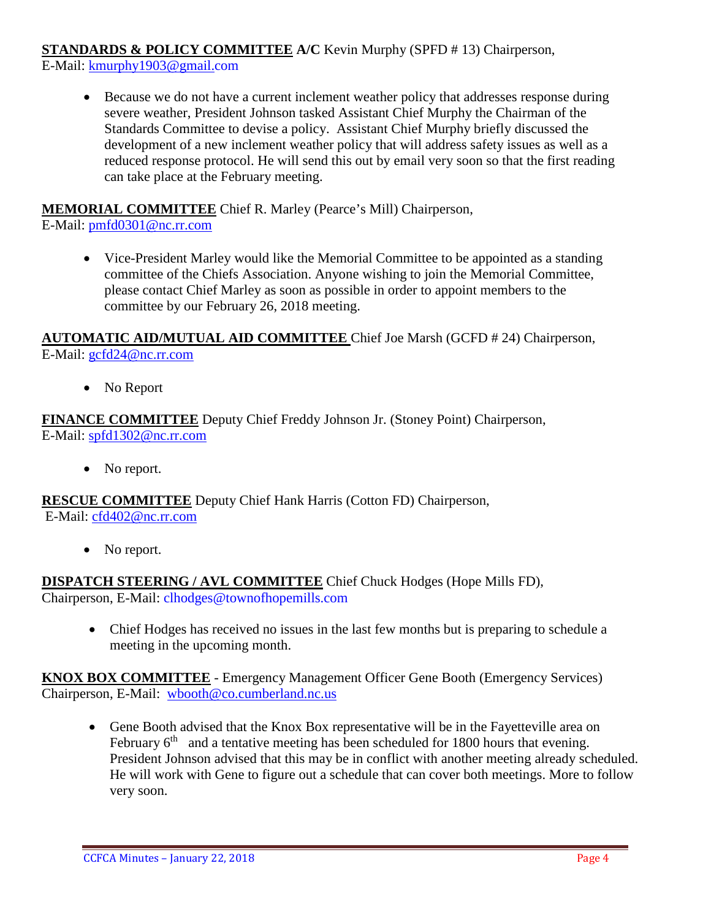**<u>STANDARDS & POLICY COMMITTEE</u> A/C** Kevin Murphy (SPFD # 13) Chairperson,
E-Mail: kmurphy1903@gmail.com

- Because we do not have a current inclement weather policy that addresses response during severe weather, President Johnson tasked Assistant Chief Murphy the Chairman of the Standards Committee to devise a policy. Assistant Chief Murphy briefly discussed the development of a new inclement weather policy that will address safety issues as well as a reduced response protocol. He will send this out by email very soon so that the first reading can take place at the February meeting.

**<u>MEMORIAL COMMITTEE</u>** Chief R. Marley (Pearce's Mill) Chairperson,
E-Mail: pmfd0301@nc.rr.com

- Vice-President Marley would like the Memorial Committee to be appointed as a standing committee of the Chiefs Association. Anyone wishing to join the Memorial Committee, please contact Chief Marley as soon as possible in order to appoint members to the committee by our February 26, 2018 meeting.

**<u>AUTOMATIC AID/MUTUAL AID COMMITTEE</u>** Chief Joe Marsh (GCFD # 24) Chairperson,
E-Mail: gcfd24@nc.rr.com

- No Report

**<u>FINANCE COMMITTEE</u>** Deputy Chief Freddy Johnson Jr. (Stoney Point) Chairperson,
E-Mail: spfd1302@nc.rr.com

- No report.

**<u>RESCUE COMMITTEE</u>** Deputy Chief Hank Harris (Cotton FD) Chairperson,
E-Mail: cfd402@nc.rr.com

- No report.

**<u>DISPATCH STEERING / AVL COMMITTEE</u>** Chief Chuck Hodges (Hope Mills FD),
Chairperson, E-Mail: clhodges@townofhopemills.com

- Chief Hodges has received no issues in the last few months but is preparing to schedule a meeting in the upcoming month.

**<u>KNOX BOX COMMITTEE</u>** - Emergency Management Officer Gene Booth (Emergency Services)
Chairperson, E-Mail: wbooth@co.cumberland.nc.us

- Gene Booth advised that the Knox Box representative will be in the Fayetteville area on February 6th and a tentative meeting has been scheduled for 1800 hours that evening. President Johnson advised that this may be in conflict with another meeting already scheduled. He will work with Gene to figure out a schedule that can cover both meetings. More to follow very soon.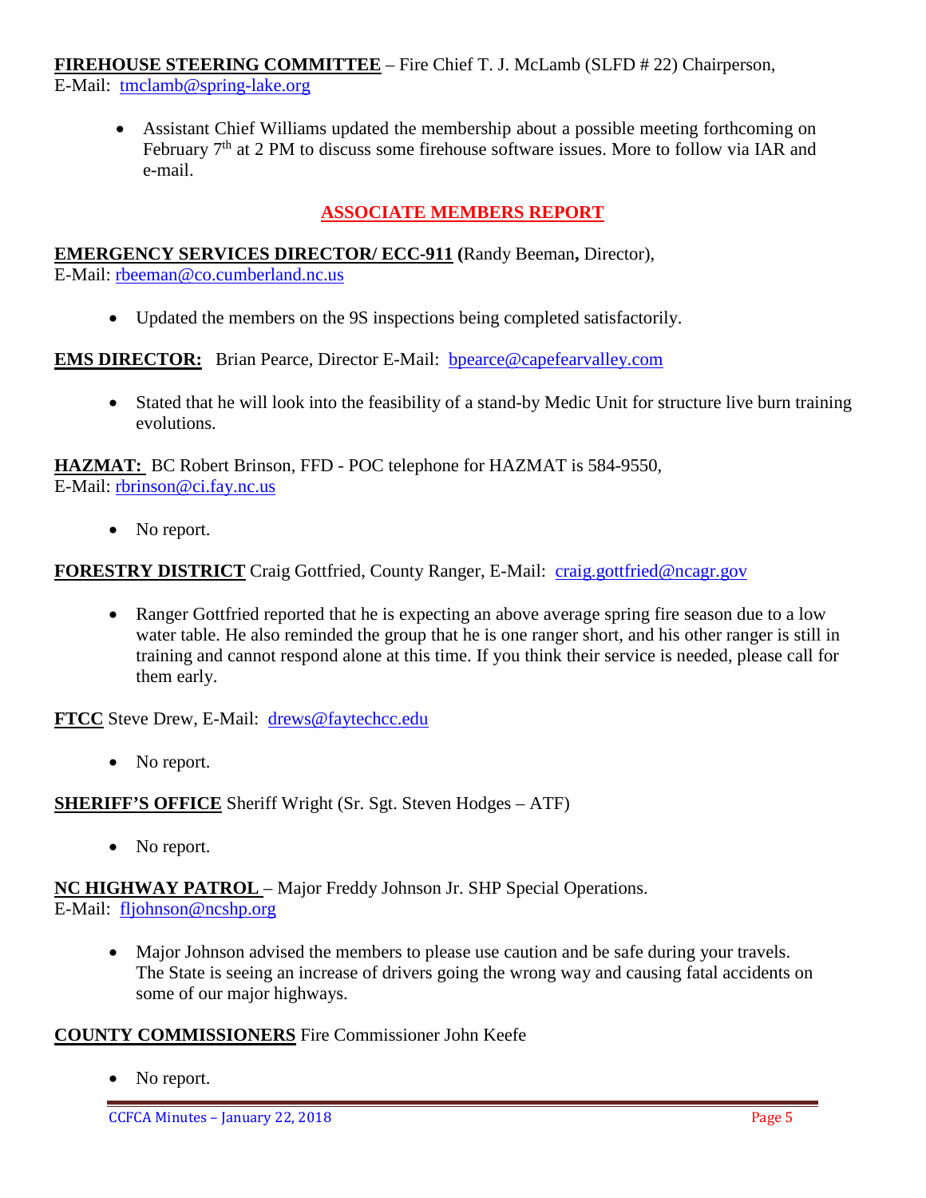**FIREHOUSE STEERING COMMITTEE** – Fire Chief T. J. McLamb (SLFD # 22) Chairperson, E-Mail: tmclamb@spring-lake.org

- Assistant Chief Williams updated the membership about a possible meeting forthcoming on February 7th at 2 PM to discuss some firehouse software issues. More to follow via IAR and e-mail.

## ASSOCIATE MEMBERS REPORT

**EMERGENCY SERVICES DIRECTOR/ ECC-911 (**Randy Beeman**,** Director), E-Mail: rbeeman@co.cumberland.nc.us

- Updated the members on the 9S inspections being completed satisfactorily.

**EMS DIRECTOR:** Brian Pearce, Director E-Mail: bpearce@capefearvalley.com

- Stated that he will look into the feasibility of a stand-by Medic Unit for structure live burn training evolutions.

**HAZMAT:** BC Robert Brinson, FFD - POC telephone for HAZMAT is 584-9550, E-Mail: rbrinson@ci.fay.nc.us

- No report.

**FORESTRY DISTRICT** Craig Gottfried, County Ranger, E-Mail: craig.gottfried@ncagr.gov

- Ranger Gottfried reported that he is expecting an above average spring fire season due to a low water table. He also reminded the group that he is one ranger short, and his other ranger is still in training and cannot respond alone at this time. If you think their service is needed, please call for them early.

**FTCC** Steve Drew, E-Mail: drews@faytechcc.edu

- No report.

**SHERIFF'S OFFICE** Sheriff Wright (Sr. Sgt. Steven Hodges – ATF)

- No report.

**NC HIGHWAY PATROL** – Major Freddy Johnson Jr. SHP Special Operations. E-Mail: fljohnson@ncshp.org

- Major Johnson advised the members to please use caution and be safe during your travels. The State is seeing an increase of drivers going the wrong way and causing fatal accidents on some of our major highways.

**COUNTY COMMISSIONERS** Fire Commissioner John Keefe

- No report.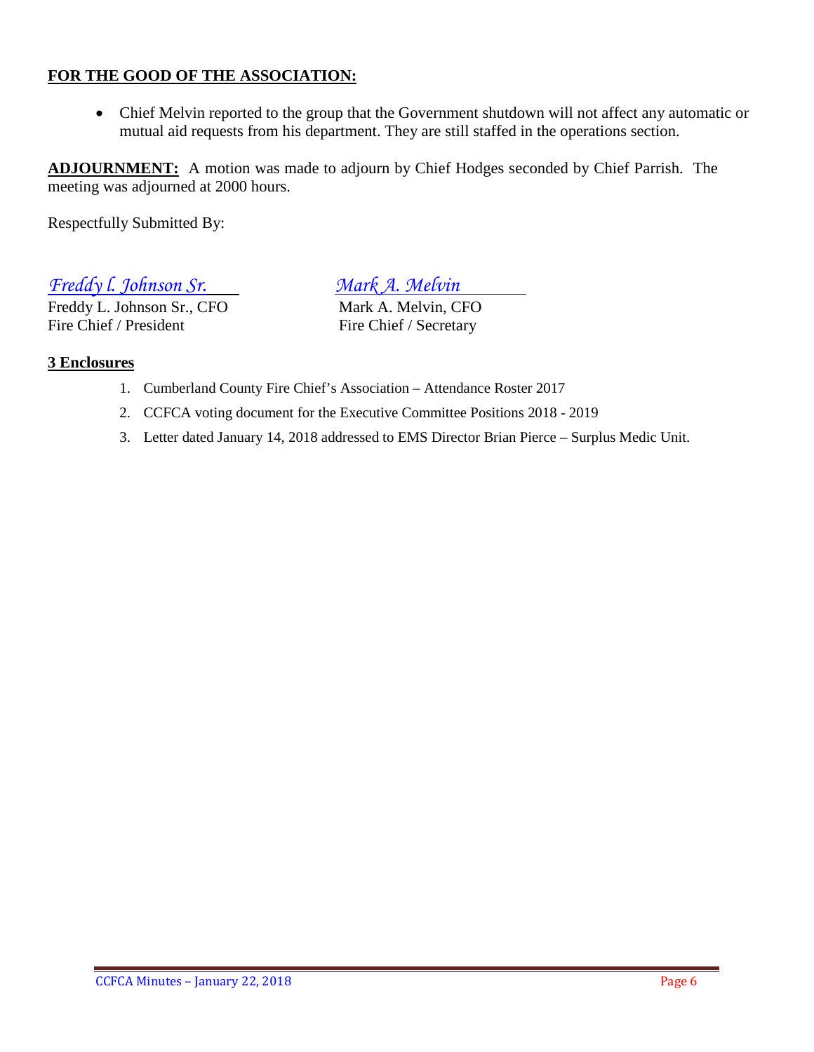**FOR THE GOOD OF THE ASSOCIATION:**

- Chief Melvin reported to the group that the Government shutdown will not affect any automatic or mutual aid requests from his department. They are still staffed in the operations section.

**ADJOURNMENT:** A motion was made to adjourn by Chief Hodges seconded by Chief Parrish. The meeting was adjourned at 2000 hours.

Respectfully Submitted By:

*Freddy l. Johnson Sr.*
Freddy L. Johnson Sr., CFO
Fire Chief / President

*Mark A. Melvin*
Mark A. Melvin, CFO
Fire Chief / Secretary

**3 Enclosures**

1. Cumberland County Fire Chief's Association – Attendance Roster 2017
2. CCFCA voting document for the Executive Committee Positions 2018 - 2019
3. Letter dated January 14, 2018 addressed to EMS Director Brian Pierce – Surplus Medic Unit.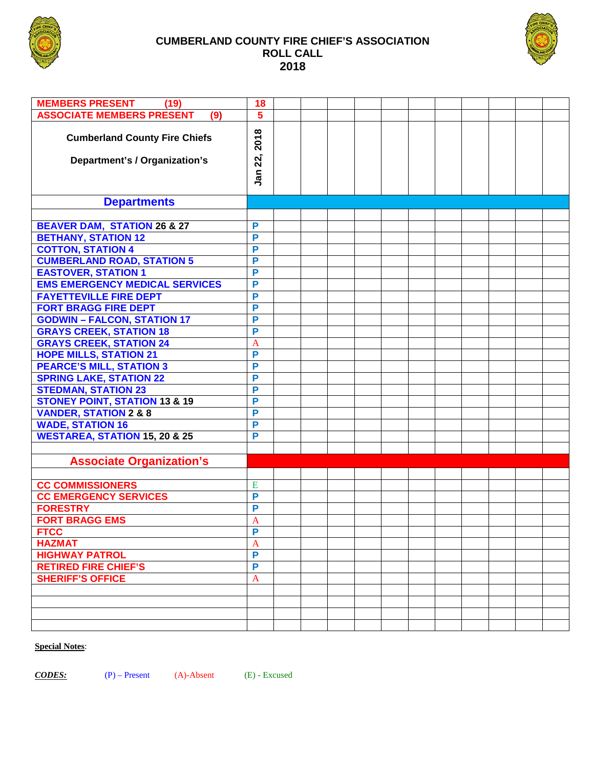# CUMBERLAND COUNTY FIRE CHIEF'S ASSOCIATION
## ROLL CALL
## 2018

| MEMBERS PRESENT (19) | 18 | | | | | | | | | | | |
|---|---|---|---|---|---|---|---|---|---|---|---|---|
| ASSOCIATE MEMBERS PRESENT (9) | 5 | | | | | | | | | | | |
| Cumberland County Fire Chiefs Department's / Organization's | Jan 22, 2018 | | | | | | | | | | | |
| **Departments** | | | | | | | | | | | | |
| | | | | | | | | | | | | |
| BEAVER DAM, STATION 26 & 27 | P | | | | | | | | | | | |
| BETHANY, STATION 12 | P | | | | | | | | | | | |
| COTTON, STATION 4 | P | | | | | | | | | | | |
| CUMBERLAND ROAD, STATION 5 | P | | | | | | | | | | | |
| EASTOVER, STATION 1 | P | | | | | | | | | | | |
| EMS EMERGENCY MEDICAL SERVICES | P | | | | | | | | | | | |
| FAYETTEVILLE FIRE DEPT | P | | | | | | | | | | | |
| FORT BRAGG FIRE DEPT | P | | | | | | | | | | | |
| GODWIN – FALCON, STATION 17 | P | | | | | | | | | | | |
| GRAYS CREEK, STATION 18 | P | | | | | | | | | | | |
| GRAYS CREEK, STATION 24 | A | | | | | | | | | | | |
| HOPE MILLS, STATION 21 | P | | | | | | | | | | | |
| PEARCE'S MILL, STATION 3 | P | | | | | | | | | | | |
| SPRING LAKE, STATION 22 | P | | | | | | | | | | | |
| STEDMAN, STATION 23 | P | | | | | | | | | | | |
| STONEY POINT, STATION 13 & 19 | P | | | | | | | | | | | |
| VANDER, STATION 2 & 8 | P | | | | | | | | | | | |
| WADE, STATION 16 | P | | | | | | | | | | | |
| WESTAREA, STATION 15, 20 & 25 | P | | | | | | | | | | | |
| | | | | | | | | | | | | |
| **Associate Organization's** | | | | | | | | | | | | |
| | | | | | | | | | | | | |
| CC COMMISSIONERS | E | | | | | | | | | | | |
| CC EMERGENCY SERVICES | P | | | | | | | | | | | |
| FORESTRY | P | | | | | | | | | | | |
| FORT BRAGG EMS | A | | | | | | | | | | | |
| FTCC | P | | | | | | | | | | | |
| HAZMAT | A | | | | | | | | | | | |
| HIGHWAY PATROL | P | | | | | | | | | | | |
| RETIRED FIRE CHIEF'S | P | | | | | | | | | | | |
| SHERIFF'S OFFICE | A | | | | | | | | | | | |
| | | | | | | | | | | | | |
| | | | | | | | | | | | | |
| | | | | | | | | | | | | |
| | | | | | | | | | | | | |

**Special Notes**:

***CODES:*** (P) – Present (A)-Absent (E) - Excused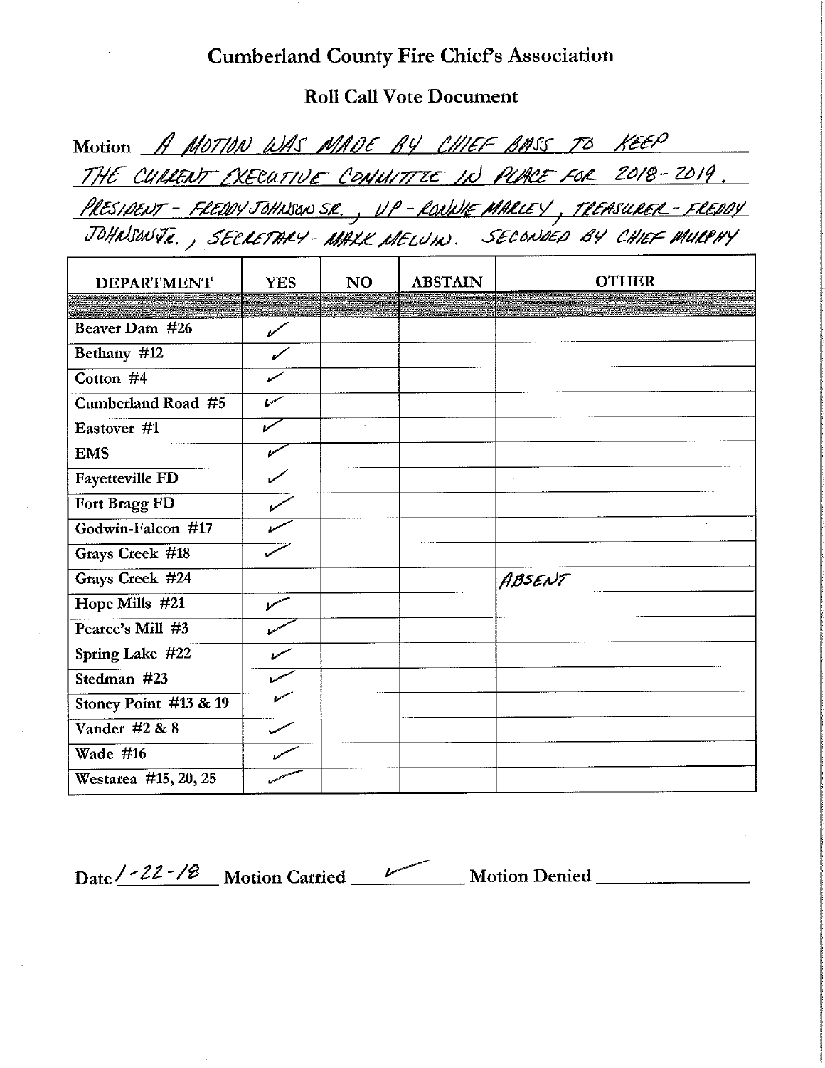# Cumberland County Fire Chief's Association

## Roll Call Vote Document

Motion A MOTION WAS MADE BY CHIEF BASS TO KEEP THE CURRENT EXECUTIVE COMMITTEE IN PLACE FOR 2018-2019. PRESIDENT - FREDDY JOHNSON SR., VP - RONNIE MARLEY, TREASURER - FREDDY JOHNSON JR., SECRETARY - MARK MELVIN. SECONDED BY CHIEF MURPHY

| DEPARTMENT | YES | NO | ABSTAIN | OTHER |
|---|---|---|---|---|
| | | | | |
| Beaver Dam #26 | ✓ | | | |
| Bethany #12 | ✓ | | | |
| Cotton #4 | ✓ | | | |
| Cumberland Road #5 | ✓ | | | |
| Eastover #1 | ✓ | | | |
| EMS | ✓ | | | |
| Fayetteville FD | ✓ | | | |
| Fort Bragg FD | ✓ | | | |
| Godwin-Falcon #17 | ✓ | | | |
| Grays Creek #18 | ✓ | | | |
| Grays Creek #24 | | | | ABSENT |
| Hope Mills #21 | ✓ | | | |
| Pearce's Mill #3 | ✓ | | | |
| Spring Lake #22 | ✓ | | | |
| Stedman #23 | ✓ | | | |
| Stoney Point #13 & 19 | ✓ | | | |
| Vander #2 & 8 | ✓ | | | |
| Wade #16 | ✓ | | | |
| Westarea #15, 20, 25 | ✓ | | | |

Date 1-22-18 Motion Carried ✓ Motion Denied ______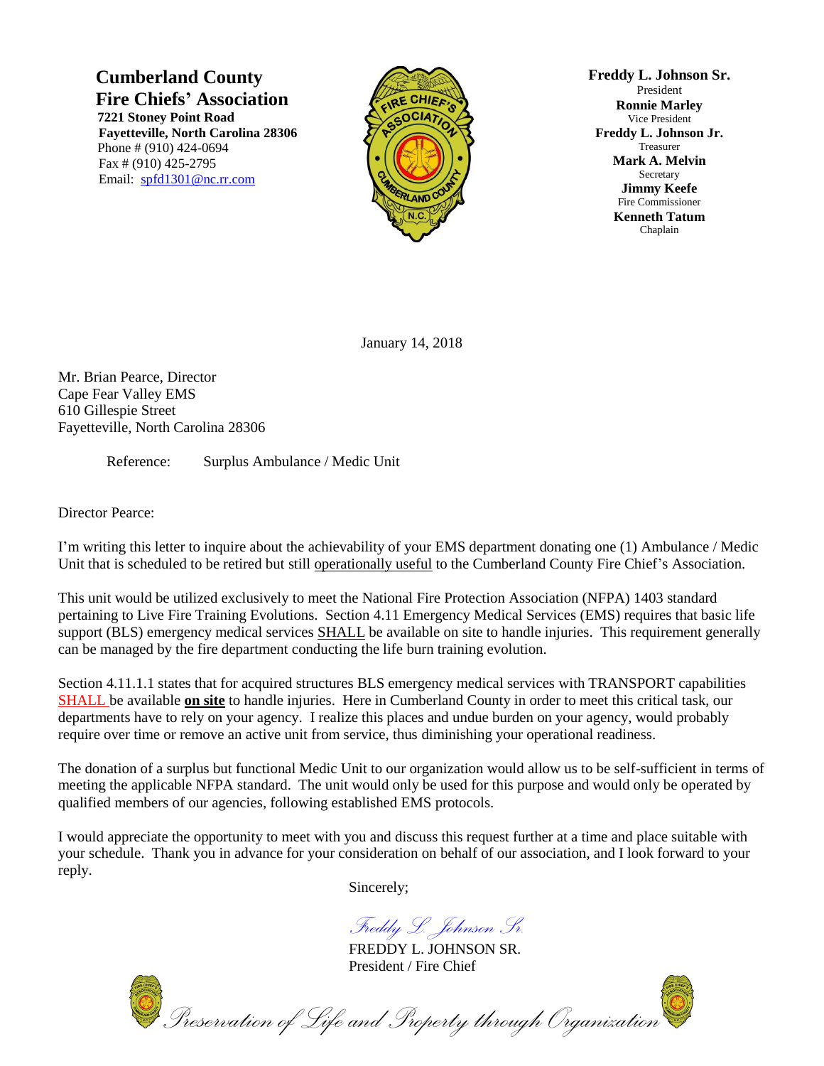**Cumberland County**
**Fire Chiefs' Association**
**7221 Stoney Point Road**
**Fayetteville, North Carolina 28306**
Phone # (910) 424-0694
Fax # (910) 425-2795
Email: spfd1301@nc.rr.com

**Freddy L. Johnson Sr.**
President
**Ronnie Marley**
Vice President
**Freddy L. Johnson Jr.**
Treasurer
**Mark A. Melvin**
Secretary
**Jimmy Keefe**
Fire Commissioner
**Kenneth Tatum**
Chaplain

January 14, 2018

Mr. Brian Pearce, Director
Cape Fear Valley EMS
610 Gillespie Street
Fayetteville, North Carolina 28306

Reference: Surplus Ambulance / Medic Unit

Director Pearce:

I'm writing this letter to inquire about the achievability of your EMS department donating one (1) Ambulance / Medic Unit that is scheduled to be retired but still operationally useful to the Cumberland County Fire Chief's Association.

This unit would be utilized exclusively to meet the National Fire Protection Association (NFPA) 1403 standard pertaining to Live Fire Training Evolutions. Section 4.11 Emergency Medical Services (EMS) requires that basic life support (BLS) emergency medical services SHALL be available on site to handle injuries. This requirement generally can be managed by the fire department conducting the life burn training evolution.

Section 4.11.1.1 states that for acquired structures BLS emergency medical services with TRANSPORT capabilities SHALL be available **on site** to handle injuries. Here in Cumberland County in order to meet this critical task, our departments have to rely on your agency. I realize this places and undue burden on your agency, would probably require over time or remove an active unit from service, thus diminishing your operational readiness.

The donation of a surplus but functional Medic Unit to our organization would allow us to be self-sufficient in terms of meeting the applicable NFPA standard. The unit would only be used for this purpose and would only be operated by qualified members of our agencies, following established EMS protocols.

I would appreciate the opportunity to meet with you and discuss this request further at a time and place suitable with your schedule. Thank you in advance for your consideration on behalf of our association, and I look forward to your reply.

Sincerely;

*Freddy L. Johnson Sr.*

FREDDY L. JOHNSON SR.
President / Fire Chief

*Preservation of Life and Property through Organization*